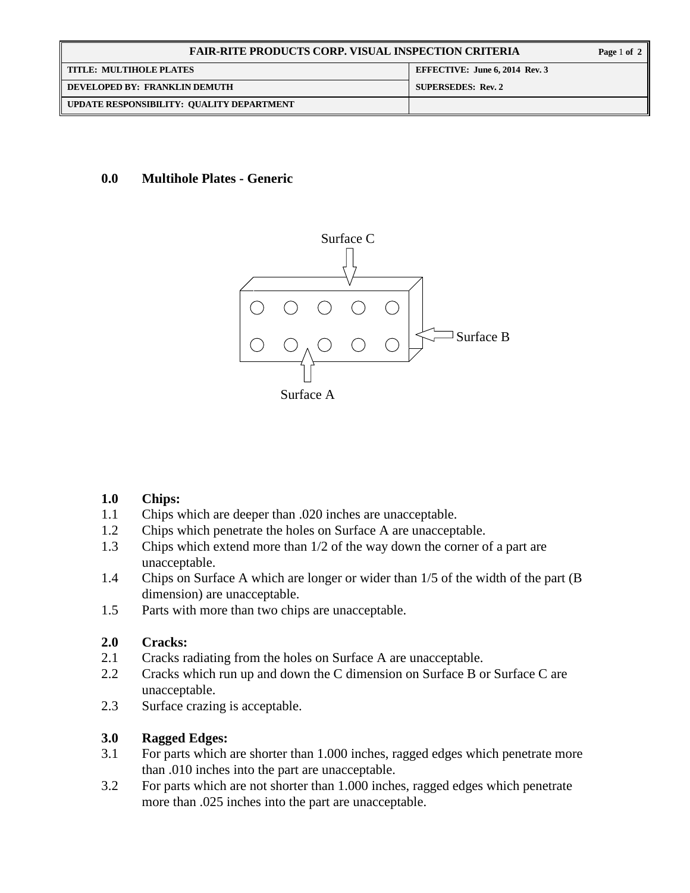| FAIR-RITE PRODUCTS CORP. VISUAL INSPECTION CRITERIA | |
|---|---|
| TITLE: MULTIHOLE PLATES | EFFECTIVE: June 6, 2014 Rev. 3 |
| DEVELOPED BY: FRANKLIN DEMUTH | SUPERSEDES: Rev. 2 |
| UPDATE RESPONSIBILITY: QUALITY DEPARTMENT | |

## 0.0 Multihole Plates - Generic

Surface C

Surface B

Surface A

## 1.0 Chips:

1.1 Chips which are deeper than .020 inches are unacceptable.

1.2 Chips which penetrate the holes on Surface A are unacceptable.

1.3 Chips which extend more than 1/2 of the way down the corner of a part are unacceptable.

1.4 Chips on Surface A which are longer or wider than 1/5 of the width of the part (B dimension) are unacceptable.

1.5 Parts with more than two chips are unacceptable.

## 2.0 Cracks:

2.1 Cracks radiating from the holes on Surface A are unacceptable.

2.2 Cracks which run up and down the C dimension on Surface B or Surface C are unacceptable.

2.3 Surface crazing is acceptable.

## 3.0 Ragged Edges:

3.1 For parts which are shorter than 1.000 inches, ragged edges which penetrate more than .010 inches into the part are unacceptable.

3.2 For parts which are not shorter than 1.000 inches, ragged edges which penetrate more than .025 inches into the part are unacceptable.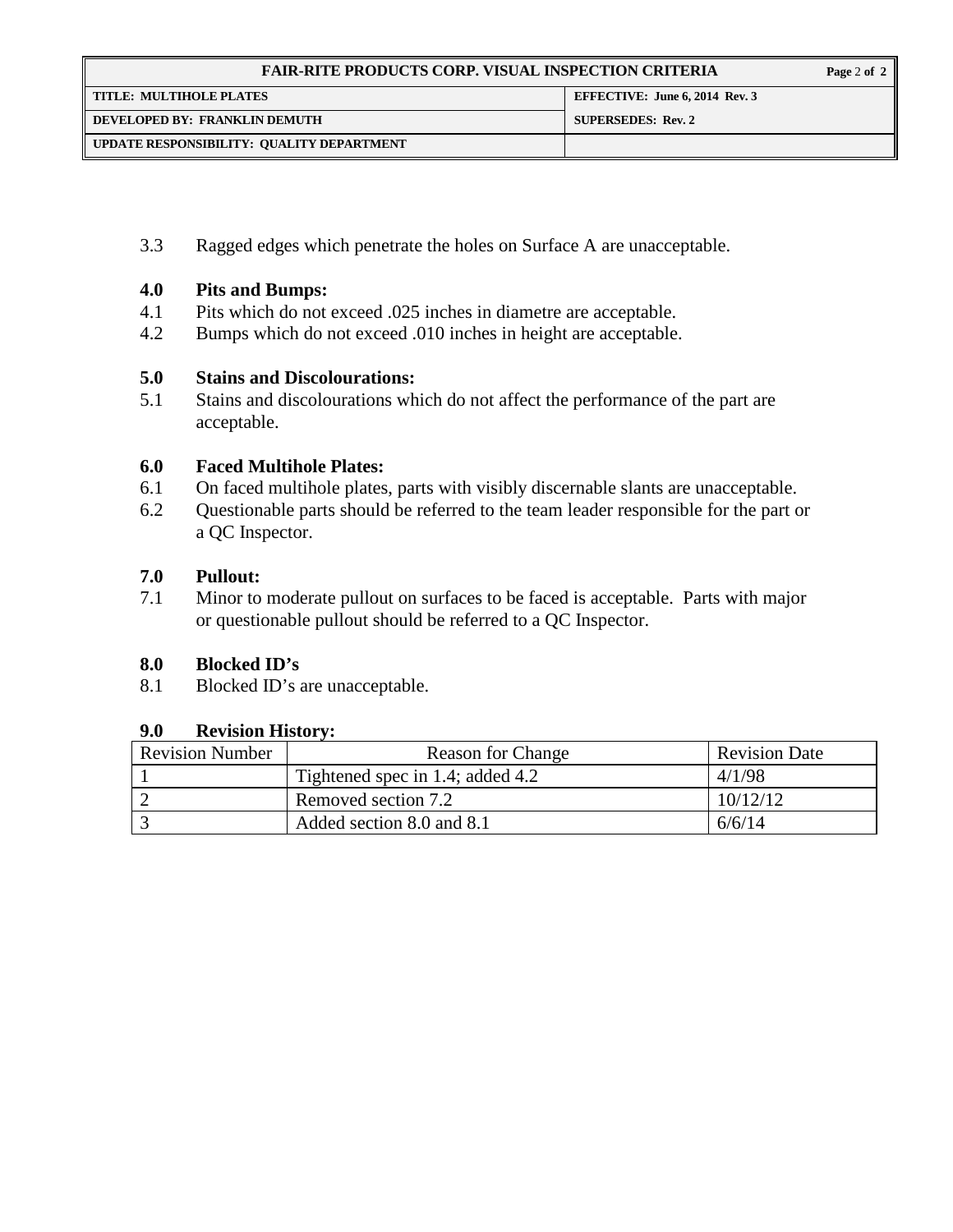3.3 Ragged edges which penetrate the holes on Surface A are unacceptable.

**4.0 Pits and Bumps:**

4.1 Pits which do not exceed .025 inches in diametre are acceptable.

4.2 Bumps which do not exceed .010 inches in height are acceptable.

**5.0 Stains and Discolourations:**

5.1 Stains and discolourations which do not affect the performance of the part are acceptable.

**6.0 Faced Multihole Plates:**

6.1 On faced multihole plates, parts with visibly discernable slants are unacceptable.

6.2 Questionable parts should be referred to the team leader responsible for the part or a QC Inspector.

**7.0 Pullout:**

7.1 Minor to moderate pullout on surfaces to be faced is acceptable. Parts with major or questionable pullout should be referred to a QC Inspector.

**8.0 Blocked ID's**

8.1 Blocked ID's are unacceptable.

**9.0 Revision History:**

| Revision Number | Reason for Change | Revision Date |
|---|---|---|
| 1 | Tightened spec in 1.4; added 4.2 | 4/1/98 |
| 2 | Removed section 7.2 | 10/12/12 |
| 3 | Added section 8.0 and 8.1 | 6/6/14 |